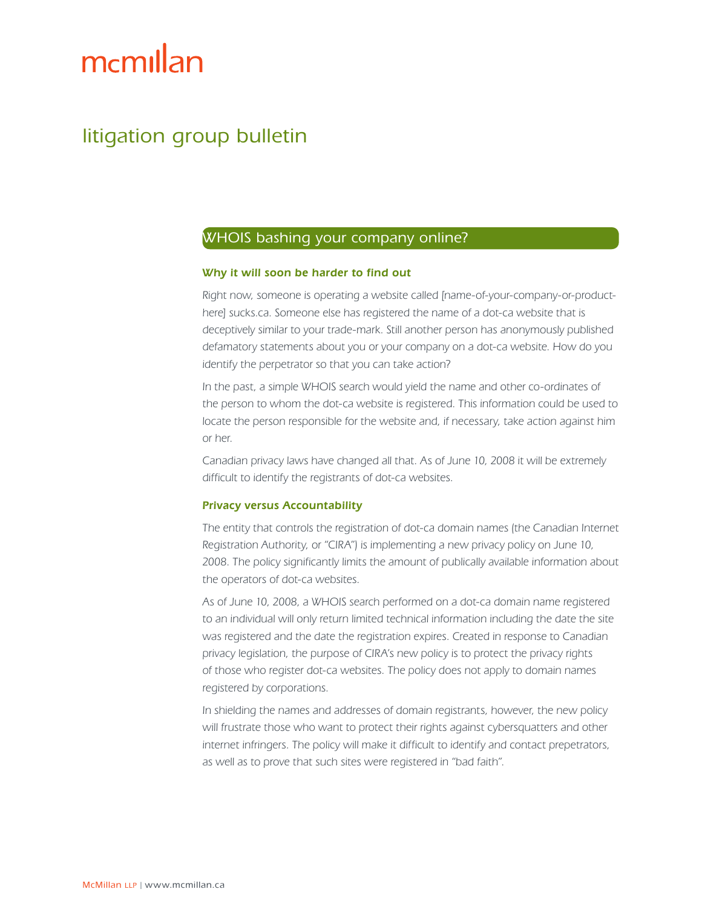# mcmillan

## litigation group bulletin

### WHOIS bashing your company online?

#### Why it will soon be harder to find out

*Right now, someone is operating a website called [name-of-your-company-or-product-here] sucks.ca. Someone else has registered the name of a dot-ca website that is deceptively similar to your trade-mark. Still another person has anonymously published defamatory statements about you or your company on a dot-ca website. How do you identify the perpetrator so that you can take action?*

*In the past, a simple WHOIS search would yield the name and other co-ordinates of the person to whom the dot-ca website is registered. This information could be used to locate the person responsible for the website and, if necessary, take action against him or her.*

*Canadian privacy laws have changed all that. As of June 10, 2008 it will be extremely difficult to identify the registrants of dot-ca websites.*

#### Privacy versus Accountability

*The entity that controls the registration of dot-ca domain names (the Canadian Internet Registration Authority, or "CIRA") is implementing a new privacy policy on June 10, 2008. The policy significantly limits the amount of publically available information about the operators of dot-ca websites.*

*As of June 10, 2008, a WHOIS search performed on a dot-ca domain name registered to an individual will only return limited technical information including the date the site was registered and the date the registration expires. Created in response to Canadian privacy legislation, the purpose of CIRA's new policy is to protect the privacy rights of those who register dot-ca websites. The policy does not apply to domain names registered by corporations.*

*In shielding the names and addresses of domain registrants, however, the new policy will frustrate those who want to protect their rights against cybersquatters and other internet infringers. The policy will make it difficult to identify and contact prepetrators, as well as to prove that such sites were registered in "bad faith".*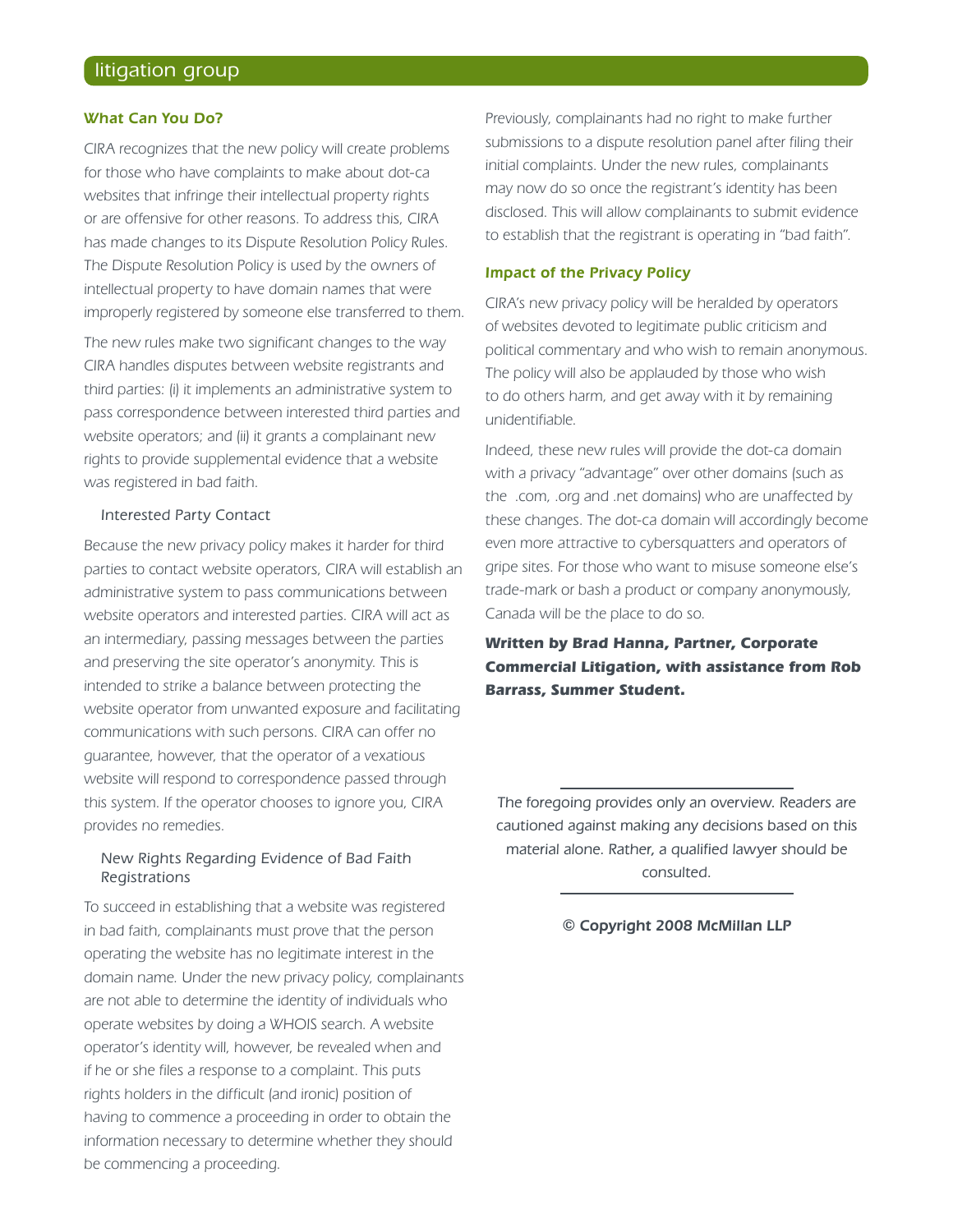## What Can You Do?

CIRA recognizes that the new policy will create problems for those who have complaints to make about dot-ca websites that infringe their intellectual property rights or are offensive for other reasons. To address this, CIRA has made changes to its Dispute Resolution Policy Rules. The Dispute Resolution Policy is used by the owners of intellectual property to have domain names that were improperly registered by someone else transferred to them.

The new rules make two significant changes to the way CIRA handles disputes between website registrants and third parties: (i) it implements an administrative system to pass correspondence between interested third parties and website operators; and (ii) it grants a complainant new rights to provide supplemental evidence that a website was registered in bad faith.

### Interested Party Contact

Because the new privacy policy makes it harder for third parties to contact website operators, CIRA will establish an administrative system to pass communications between website operators and interested parties. CIRA will act as an intermediary, passing messages between the parties and preserving the site operator's anonymity. This is intended to strike a balance between protecting the website operator from unwanted exposure and facilitating communications with such persons. CIRA can offer no guarantee, however, that the operator of a vexatious website will respond to correspondence passed through this system. If the operator chooses to ignore you, CIRA provides no remedies.

### New Rights Regarding Evidence of Bad Faith Registrations

To succeed in establishing that a website was registered in bad faith, complainants must prove that the person operating the website has no legitimate interest in the domain name. Under the new privacy policy, complainants are not able to determine the identity of individuals who operate websites by doing a WHOIS search. A website operator's identity will, however, be revealed when and if he or she files a response to a complaint. This puts rights holders in the difficult (and ironic) position of having to commence a proceeding in order to obtain the information necessary to determine whether they should be commencing a proceeding.

Previously, complainants had no right to make further submissions to a dispute resolution panel after filing their initial complaints. Under the new rules, complainants may now do so once the registrant's identity has been disclosed. This will allow complainants to submit evidence to establish that the registrant is operating in "bad faith".

## Impact of the Privacy Policy

CIRA's new privacy policy will be heralded by operators of websites devoted to legitimate public criticism and political commentary and who wish to remain anonymous. The policy will also be applauded by those who wish to do others harm, and get away with it by remaining unidentifiable.

Indeed, these new rules will provide the dot-ca domain with a privacy "advantage" over other domains (such as the .com, .org and .net domains) who are unaffected by these changes. The dot-ca domain will accordingly become even more attractive to cybersquatters and operators of gripe sites. For those who want to misuse someone else's trade-mark or bash a product or company anonymously, Canada will be the place to do so.

***Written by Brad Hanna, Partner, Corporate Commercial Litigation, with assistance from Rob Barrass, Summer Student.***

---

*The foregoing provides only an overview. Readers are cautioned against making any decisions based on this material alone. Rather, a qualified lawyer should be consulted.*

---

***© Copyright 2008 McMillan LLP***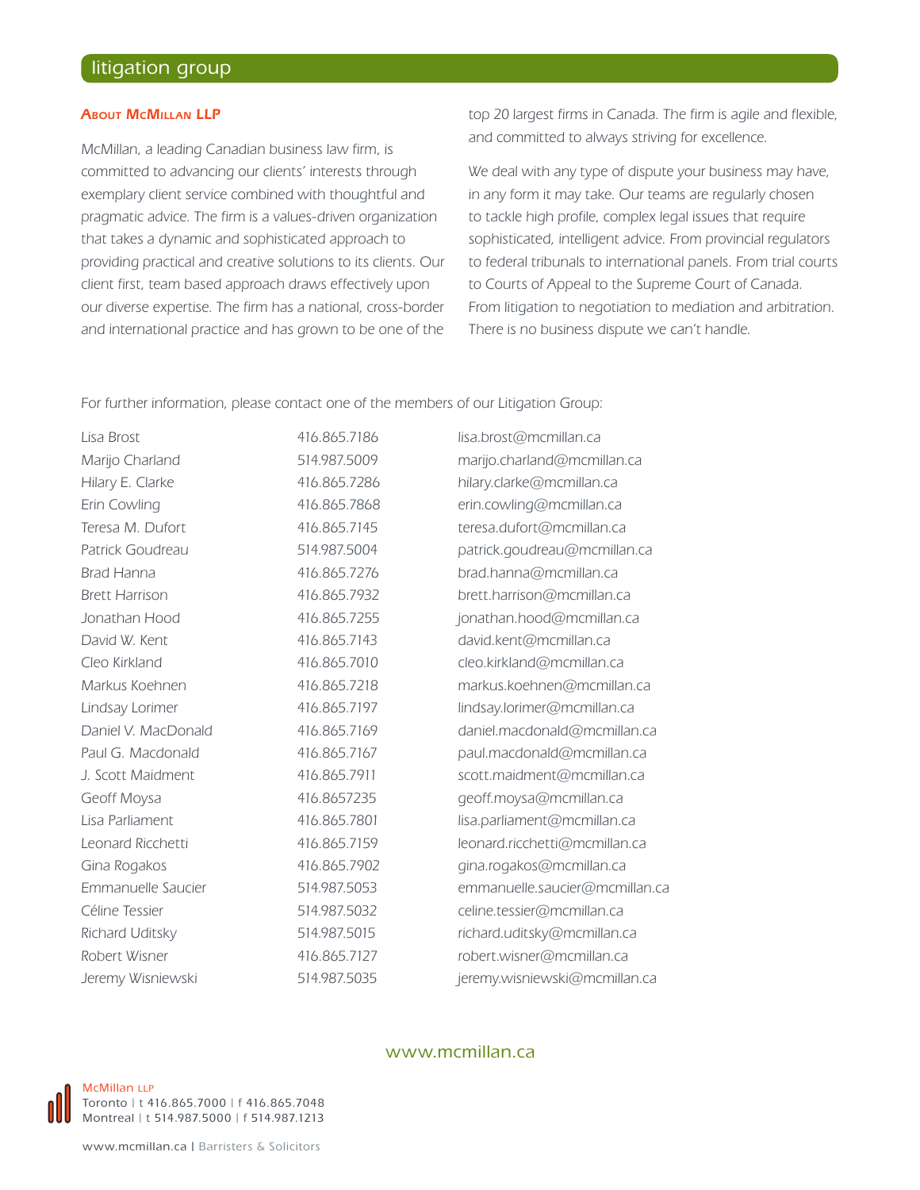## litigation group

### About McMillan LLP

McMillan, a leading Canadian business law firm, is committed to advancing our clients' interests through exemplary client service combined with thoughtful and pragmatic advice. The firm is a values-driven organization that takes a dynamic and sophisticated approach to providing practical and creative solutions to its clients. Our client first, team based approach draws effectively upon our diverse expertise. The firm has a national, cross-border and international practice and has grown to be one of the top 20 largest firms in Canada. The firm is agile and flexible, and committed to always striving for excellence.

We deal with any type of dispute your business may have, in any form it may take. Our teams are regularly chosen to tackle high profile, complex legal issues that require sophisticated, intelligent advice. From provincial regulators to federal tribunals to international panels. From trial courts to Courts of Appeal to the Supreme Court of Canada. From litigation to negotiation to mediation and arbitration. There is no business dispute we can't handle.

For further information, please contact one of the members of our Litigation Group:

| | | |
|---|---|---|
| Lisa Brost | 416.865.7186 | lisa.brost@mcmillan.ca |
| Marijo Charland | 514.987.5009 | marijo.charland@mcmillan.ca |
| Hilary E. Clarke | 416.865.7286 | hilary.clarke@mcmillan.ca |
| Erin Cowling | 416.865.7868 | erin.cowling@mcmillan.ca |
| Teresa M. Dufort | 416.865.7145 | teresa.dufort@mcmillan.ca |
| Patrick Goudreau | 514.987.5004 | patrick.goudreau@mcmillan.ca |
| Brad Hanna | 416.865.7276 | brad.hanna@mcmillan.ca |
| Brett Harrison | 416.865.7932 | brett.harrison@mcmillan.ca |
| Jonathan Hood | 416.865.7255 | jonathan.hood@mcmillan.ca |
| David W. Kent | 416.865.7143 | david.kent@mcmillan.ca |
| Cleo Kirkland | 416.865.7010 | cleo.kirkland@mcmillan.ca |
| Markus Koehnen | 416.865.7218 | markus.koehnen@mcmillan.ca |
| Lindsay Lorimer | 416.865.7197 | lindsay.lorimer@mcmillan.ca |
| Daniel V. MacDonald | 416.865.7169 | daniel.macdonald@mcmillan.ca |
| Paul G. Macdonald | 416.865.7167 | paul.macdonald@mcmillan.ca |
| J. Scott Maidment | 416.865.7911 | scott.maidment@mcmillan.ca |
| Geoff Moysa | 416.8657235 | geoff.moysa@mcmillan.ca |
| Lisa Parliament | 416.865.7801 | lisa.parliament@mcmillan.ca |
| Leonard Ricchetti | 416.865.7159 | leonard.ricchetti@mcmillan.ca |
| Gina Rogakos | 416.865.7902 | gina.rogakos@mcmillan.ca |
| Emmanuelle Saucier | 514.987.5053 | emmanuelle.saucier@mcmillan.ca |
| Céline Tessier | 514.987.5032 | celine.tessier@mcmillan.ca |
| Richard Uditsky | 514.987.5015 | richard.uditsky@mcmillan.ca |
| Robert Wisner | 416.865.7127 | robert.wisner@mcmillan.ca |
| Jeremy Wisniewski | 514.987.5035 | jeremy.wisniewski@mcmillan.ca |

www.mcmillan.ca

McMillan LLP
Toronto | t 416.865.7000 | f 416.865.7048
Montreal | t 514.987.5000 | f 514.987.1213

www.mcmillan.ca | Barristers & Solicitors